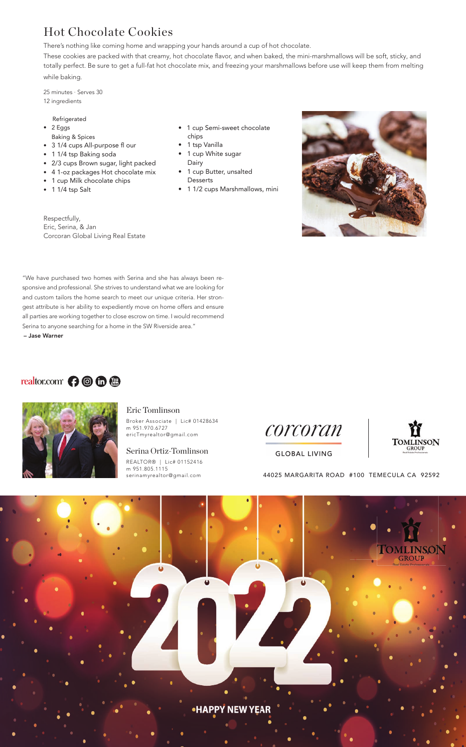# Hot Chocolate Cookies

There's nothing like coming home and wrapping your hands around a cup of hot chocolate.

These cookies are packed with that creamy, hot chocolate flavor, and when baked, the mini-marshmallows will be soft, sticky, and totally perfect. Be sure to get a full-fat hot chocolate mix, and freezing your marshmallows before use will keep them from melting while baking.

25 minutes · Serves 30
12 ingredients

Refrigerated

- 2 Eggs

Baking & Spices

- 3 1/4 cups All-purpose fl our
- 1 1/4 tsp Baking soda
- 2/3 cups Brown sugar, light packed
- 4 1-oz packages Hot chocolate mix
- 1 cup Milk chocolate chips
- 1 1/4 tsp Salt
- 1 cup Semi-sweet chocolate chips
- 1 tsp Vanilla
- 1 cup White sugar

Dairy

- 1 cup Butter, unsalted

Desserts

- 1 1/2 cups Marshmallows, mini

Respectfully,
Eric, Serina, & Jan
Corcoran Global Living Real Estate

"We have purchased two homes with Serina and she has always been responsive and professional. She strives to understand what we are looking for and custom tailors the home search to meet our unique criteria. Her strongest attribute is her ability to expediently move on home offers and ensure all parties are working together to close escrow on time. I would recommend Serina to anyone searching for a home in the SW Riverside area."
**– Jase Warner**

realtor.com

Eric Tomlinson
Broker Associate | Lic# 01428634
m 951.970.6727
ericTmyrealtor@gmail.com

Serina Ortiz-Tomlinson
REALTOR® | Lic# 01152416
m 951.805.1115
serinamyrealtor@gmail.com

corcoran
GLOBAL LIVING

TOMLINSON GROUP

44025 MARGARITA ROAD #100 TEMECULA CA 92592

2022

HAPPY NEW YEAR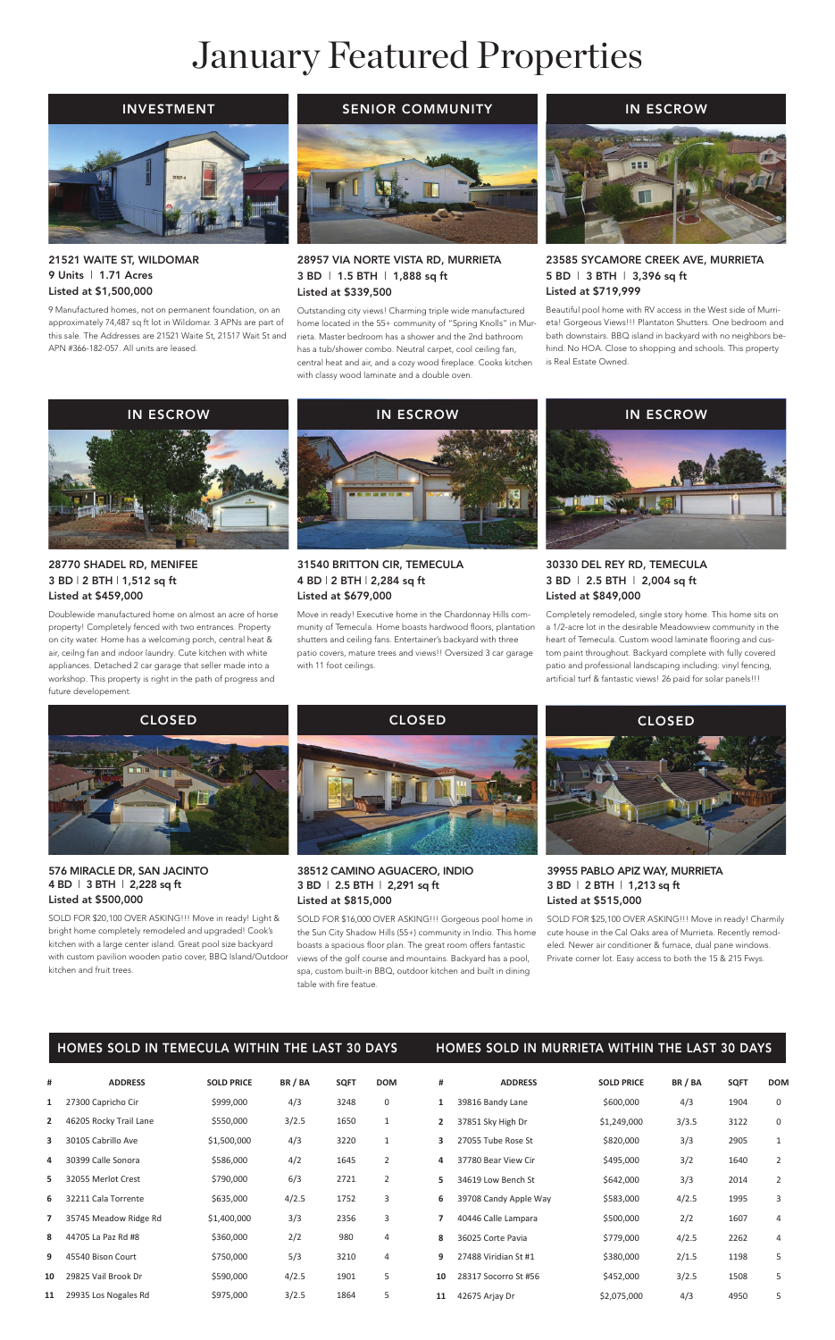# January Featured Properties

## INVESTMENT

**21521 WAITE ST, WILDOMAR**
**9 Units | 1.71 Acres**
**Listed at $1,500,000**

9 Manufactured homes, not on permanent foundation, on an approximately 74,487 sq ft lot in Wildomar. 3 APNs are part of this sale. The Addresses are 21521 Waite St, 21517 Wait St and APN #366-182-057. All units are leased.

## SENIOR COMMUNITY

**28957 VIA NORTE VISTA RD, MURRIETA**
**3 BD | 1.5 BTH | 1,888 sq ft**
**Listed at $339,500**

Outstanding city views! Charming triple wide manufactured home located in the 55+ community of "Spring Knolls" in Murrieta. Master bedroom has a shower and the 2nd bathroom has a tub/shower combo. Neutral carpet, cool ceiling fan, central heat and air, and a cozy wood fireplace. Cooks kitchen with classy wood laminate and a double oven.

## IN ESCROW

**23585 SYCAMORE CREEK AVE, MURRIETA**
**5 BD | 3 BTH | 3,396 sq ft**
**Listed at $719,999**

Beautiful pool home with RV access in the West side of Murrieta! Gorgeous Views!!! Plantaton Shutters. One bedroom and bath downstairs. BBQ island in backyard with no neighbors behind. No HOA. Close to shopping and schools. This property is Real Estate Owned.

## IN ESCROW

**28770 SHADEL RD, MENIFEE**
**3 BD | 2 BTH | 1,512 sq ft**
**Listed at $459,000**

Doublewide manufactured home on almost an acre of horse property! Completely fenced with two entrances. Property on city water. Home has a welcoming porch, central heat & air, ceilng fan and indoor laundry. Cute kitchen with white appliances. Detached 2 car garage that seller made into a workshop. This property is right in the path of progress and future developement.

## IN ESCROW

**31540 BRITTON CIR, TEMECULA**
**4 BD | 2 BTH | 2,284 sq ft**
**Listed at $679,000**

Move in ready! Executive home in the Chardonnay Hills community of Temecula. Home boasts hardwood floors, plantation shutters and ceiling fans. Entertainer's backyard with three patio covers, mature trees and views!! Oversized 3 car garage with 11 foot ceilings.

## IN ESCROW

**30330 DEL REY RD, TEMECULA**
**3 BD | 2.5 BTH | 2,004 sq ft**
**Listed at $849,000**

Completely remodeled, single story home. This home sits on a 1/2-acre lot in the desirable Meadowview community in the heart of Temecula. Custom wood laminate flooring and custom paint throughout. Backyard complete with fully covered patio and professional landscaping including: vinyl fencing, artificial turf & fantastic views! 26 paid for solar panels!!!

## CLOSED

**576 MIRACLE DR, SAN JACINTO**
**4 BD | 3 BTH | 2,228 sq ft**
**Listed at $500,000**

SOLD FOR $20,100 OVER ASKING!!! Move in ready! Light & bright home completely remodeled and upgraded! Cook's kitchen with a large center island. Great pool size backyard with custom pavilion wooden patio cover, BBQ Island/Outdoor kitchen and fruit trees.

## CLOSED

**38512 CAMINO AGUACERO, INDIO**
**3 BD | 2.5 BTH | 2,291 sq ft**
**Listed at $815,000**

SOLD FOR $16,000 OVER ASKING!!! Gorgeous pool home in the Sun City Shadow Hills (55+) community in Indio. This home boasts a spacious floor plan. The great room offers fantastic views of the golf course and mountains. Backyard has a pool, spa, custom built-in BBQ, outdoor kitchen and built in dining table with fire featue.

## CLOSED

**39955 PABLO APIZ WAY, MURRIETA**
**3 BD | 2 BTH | 1,213 sq ft**
**Listed at $515,000**

SOLD FOR $25,100 OVER ASKING!!! Move in ready! Charmily cute house in the Cal Oaks area of Murrieta. Recently remodeled. Newer air conditioner & furnace, dual pane windows. Private corner lot. Easy access to both the 15 & 215 Fwys.

## HOMES SOLD IN TEMECULA WITHIN THE LAST 30 DAYS

| # | ADDRESS | SOLD PRICE | BR / BA | SQFT | DOM |
|---|---|---|---|---|---|
| 1 | 27300 Capricho Cir | $999,000 | 4/3 | 3248 | 0 |
| 2 | 46205 Rocky Trail Lane | $550,000 | 3/2.5 | 1650 | 1 |
| 3 | 30105 Cabrillo Ave | $1,500,000 | 4/3 | 3220 | 1 |
| 4 | 30399 Calle Sonora | $586,000 | 4/2 | 1645 | 2 |
| 5 | 32055 Merlot Crest | $790,000 | 6/3 | 2721 | 2 |
| 6 | 32211 Cala Torrente | $635,000 | 4/2.5 | 1752 | 3 |
| 7 | 35745 Meadow Ridge Rd | $1,400,000 | 3/3 | 2356 | 3 |
| 8 | 44705 La Paz Rd #8 | $360,000 | 2/2 | 980 | 4 |
| 9 | 45540 Bison Court | $750,000 | 5/3 | 3210 | 4 |
| 10 | 29825 Vail Brook Dr | $590,000 | 4/2.5 | 1901 | 5 |
| 11 | 29935 Los Nogales Rd | $975,000 | 3/2.5 | 1864 | 5 |

## HOMES SOLD IN MURRIETA WITHIN THE LAST 30 DAYS

| # | ADDRESS | SOLD PRICE | BR / BA | SQFT | DOM |
|---|---|---|---|---|---|
| 1 | 39816 Bandy Lane | $600,000 | 4/3 | 1904 | 0 |
| 2 | 37851 Sky High Dr | $1,249,000 | 3/3.5 | 3122 | 0 |
| 3 | 27055 Tube Rose St | $820,000 | 3/3 | 2905 | 1 |
| 4 | 37780 Bear View Cir | $495,000 | 3/2 | 1640 | 2 |
| 5 | 34619 Low Bench St | $642,000 | 3/3 | 2014 | 2 |
| 6 | 39708 Candy Apple Way | $583,000 | 4/2.5 | 1995 | 3 |
| 7 | 40446 Calle Lampara | $500,000 | 2/2 | 1607 | 4 |
| 8 | 36025 Corte Pavia | $779,000 | 4/2.5 | 2262 | 4 |
| 9 | 27488 Viridian St #1 | $380,000 | 2/1.5 | 1198 | 5 |
| 10 | 28317 Socorro St #56 | $452,000 | 3/2.5 | 1508 | 5 |
| 11 | 42675 Arjay Dr | $2,075,000 | 4/3 | 4950 | 5 |